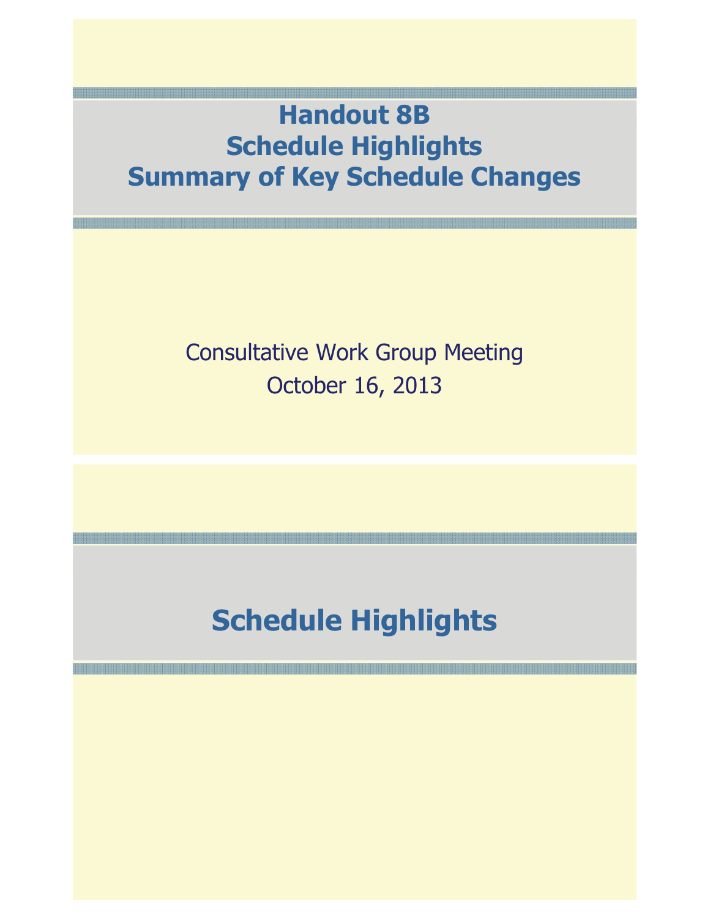# Handout 8B
# Schedule Highlights
# Summary of Key Schedule Changes

Consultative Work Group Meeting

October 16, 2013

# Schedule Highlights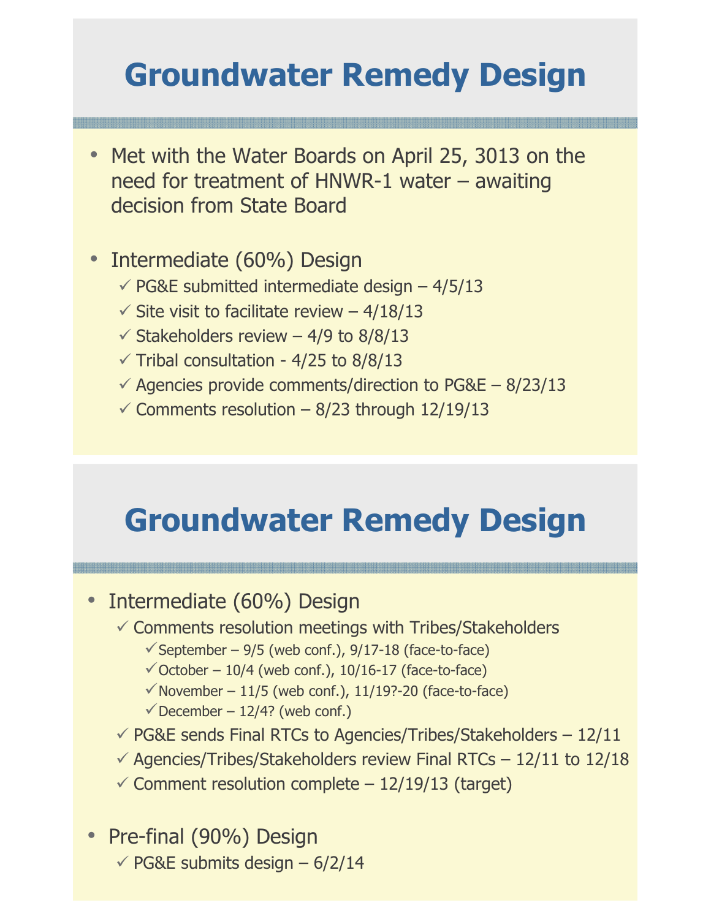# Groundwater Remedy Design

- Met with the Water Boards on April 25, 3013 on the need for treatment of HNWR-1 water – awaiting decision from State Board
- Intermediate (60%) Design
  - ✓ PG&E submitted intermediate design – 4/5/13
  - ✓ Site visit to facilitate review – 4/18/13
  - ✓ Stakeholders review – 4/9 to 8/8/13
  - ✓ Tribal consultation - 4/25 to 8/8/13
  - ✓ Agencies provide comments/direction to PG&E – 8/23/13
  - ✓ Comments resolution – 8/23 through 12/19/13

# Groundwater Remedy Design

- Intermediate (60%) Design
  - ✓ Comments resolution meetings with Tribes/Stakeholders
    - ✓ September – 9/5 (web conf.), 9/17-18 (face-to-face)
    - ✓ October – 10/4 (web conf.), 10/16-17 (face-to-face)
    - ✓ November – 11/5 (web conf.), 11/19?-20 (face-to-face)
    - ✓ December – 12/4? (web conf.)
  - ✓ PG&E sends Final RTCs to Agencies/Tribes/Stakeholders – 12/11
  - ✓ Agencies/Tribes/Stakeholders review Final RTCs – 12/11 to 12/18
  - ✓ Comment resolution complete – 12/19/13 (target)
- Pre-final (90%) Design
  - ✓ PG&E submits design – 6/2/14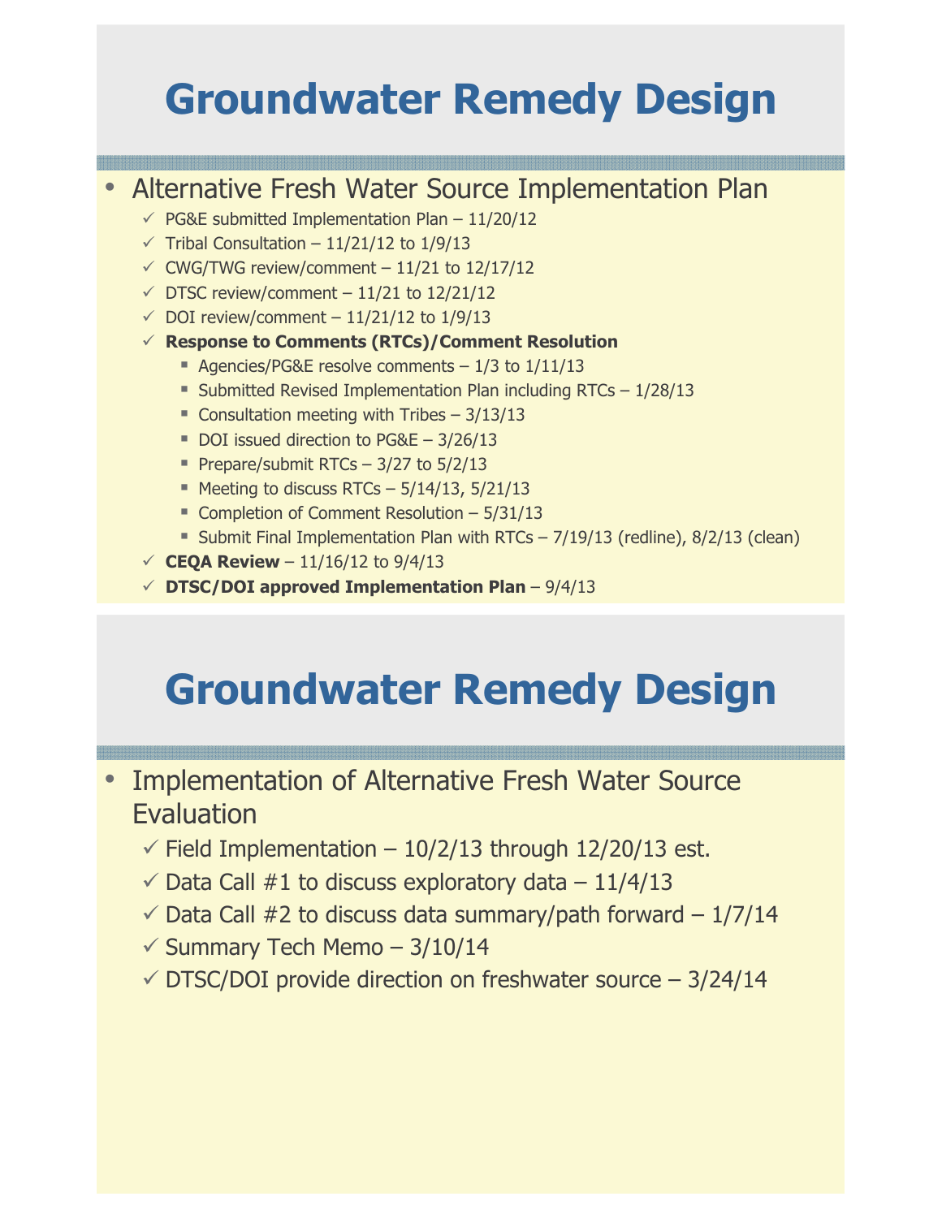# Groundwater Remedy Design

- Alternative Fresh Water Source Implementation Plan
  - ✓ PG&E submitted Implementation Plan – 11/20/12
  - ✓ Tribal Consultation – 11/21/12 to 1/9/13
  - ✓ CWG/TWG review/comment – 11/21 to 12/17/12
  - ✓ DTSC review/comment – 11/21 to 12/21/12
  - ✓ DOI review/comment – 11/21/12 to 1/9/13
  - ✓ **Response to Comments (RTCs)/Comment Resolution**
    - Agencies/PG&E resolve comments – 1/3 to 1/11/13
    - Submitted Revised Implementation Plan including RTCs – 1/28/13
    - Consultation meeting with Tribes – 3/13/13
    - DOI issued direction to PG&E – 3/26/13
    - Prepare/submit RTCs – 3/27 to 5/2/13
    - Meeting to discuss RTCs – 5/14/13, 5/21/13
    - Completion of Comment Resolution – 5/31/13
    - Submit Final Implementation Plan with RTCs – 7/19/13 (redline), 8/2/13 (clean)
  - ✓ **CEQA Review** – 11/16/12 to 9/4/13
  - ✓ **DTSC/DOI approved Implementation Plan** – 9/4/13

# Groundwater Remedy Design

- Implementation of Alternative Fresh Water Source Evaluation
  - ✓ Field Implementation – 10/2/13 through 12/20/13 est.
  - ✓ Data Call #1 to discuss exploratory data – 11/4/13
  - ✓ Data Call #2 to discuss data summary/path forward – 1/7/14
  - ✓ Summary Tech Memo – 3/10/14
  - ✓ DTSC/DOI provide direction on freshwater source – 3/24/14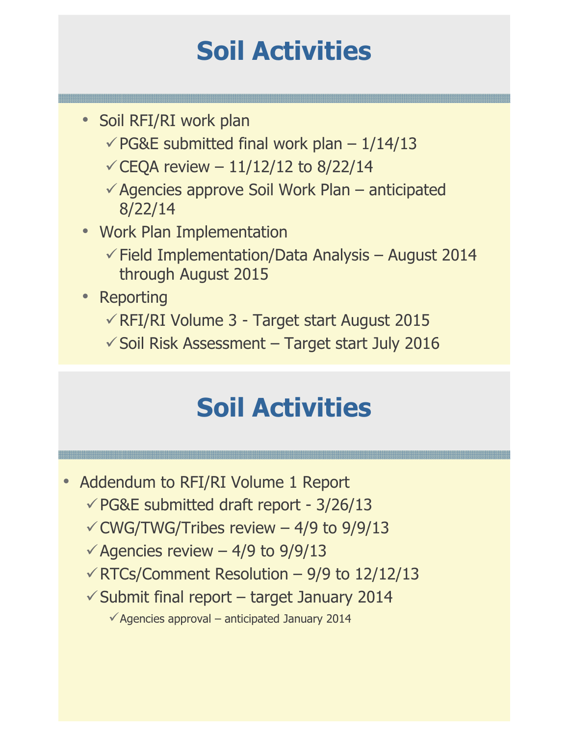# Soil Activities

- Soil RFI/RI work plan
  - ✓ PG&E submitted final work plan – 1/14/13
  - ✓ CEQA review – 11/12/12 to 8/22/14
  - ✓ Agencies approve Soil Work Plan – anticipated 8/22/14
- Work Plan Implementation
  - ✓ Field Implementation/Data Analysis – August 2014 through August 2015
- Reporting
  - ✓ RFI/RI Volume 3 - Target start August 2015
  - ✓ Soil Risk Assessment – Target start July 2016

# Soil Activities

- Addendum to RFI/RI Volume 1 Report
  - ✓ PG&E submitted draft report - 3/26/13
  - ✓ CWG/TWG/Tribes review – 4/9 to 9/9/13
  - ✓ Agencies review – 4/9 to 9/9/13
  - ✓ RTCs/Comment Resolution – 9/9 to 12/12/13
  - ✓ Submit final report – target January 2014
    - ✓ Agencies approval – anticipated January 2014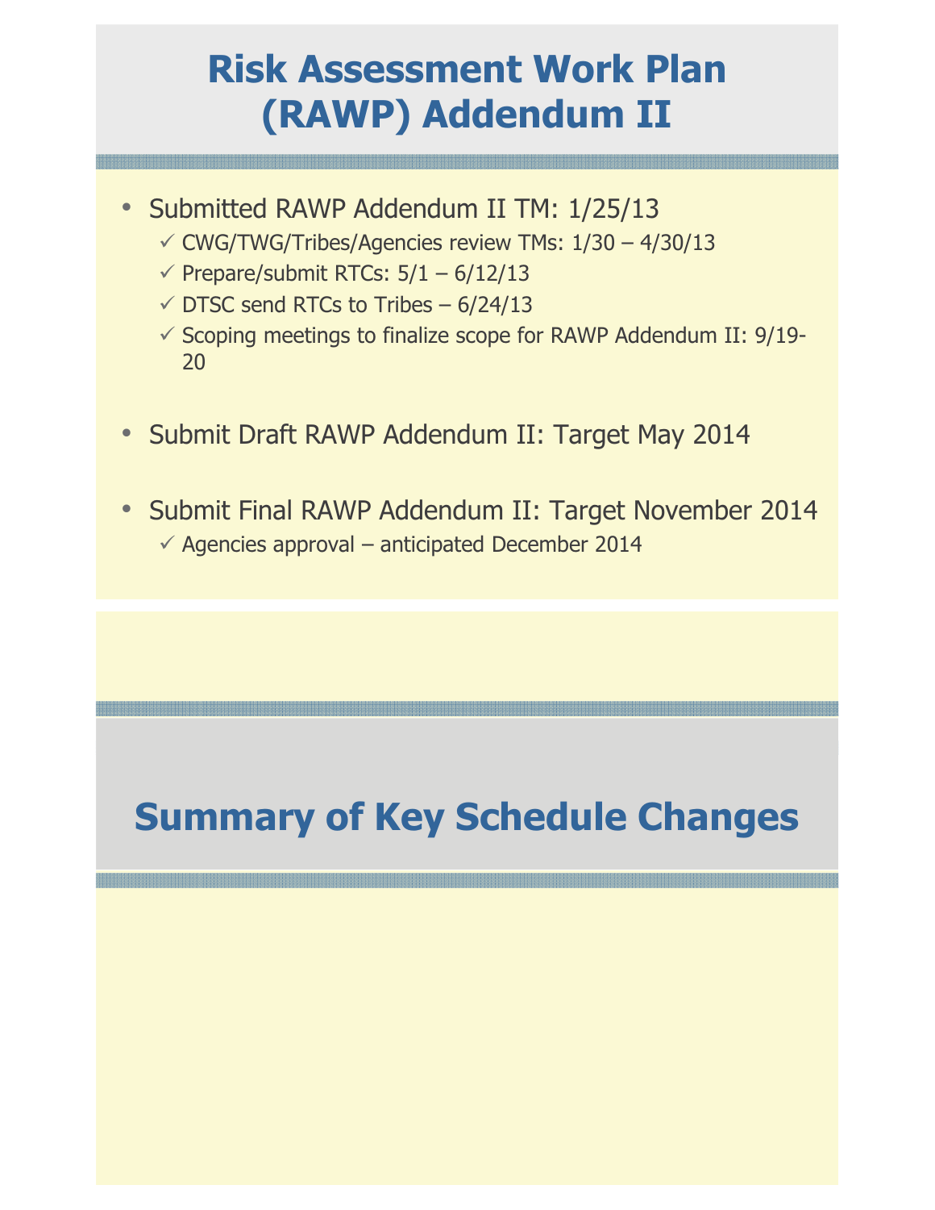# Risk Assessment Work Plan (RAWP) Addendum II

- Submitted RAWP Addendum II TM: 1/25/13
  - ✓ CWG/TWG/Tribes/Agencies review TMs: 1/30 – 4/30/13
  - ✓ Prepare/submit RTCs: 5/1 – 6/12/13
  - ✓ DTSC send RTCs to Tribes – 6/24/13
  - ✓ Scoping meetings to finalize scope for RAWP Addendum II: 9/19-20
- Submit Draft RAWP Addendum II: Target May 2014
- Submit Final RAWP Addendum II: Target November 2014
  - ✓ Agencies approval – anticipated December 2014

# Summary of Key Schedule Changes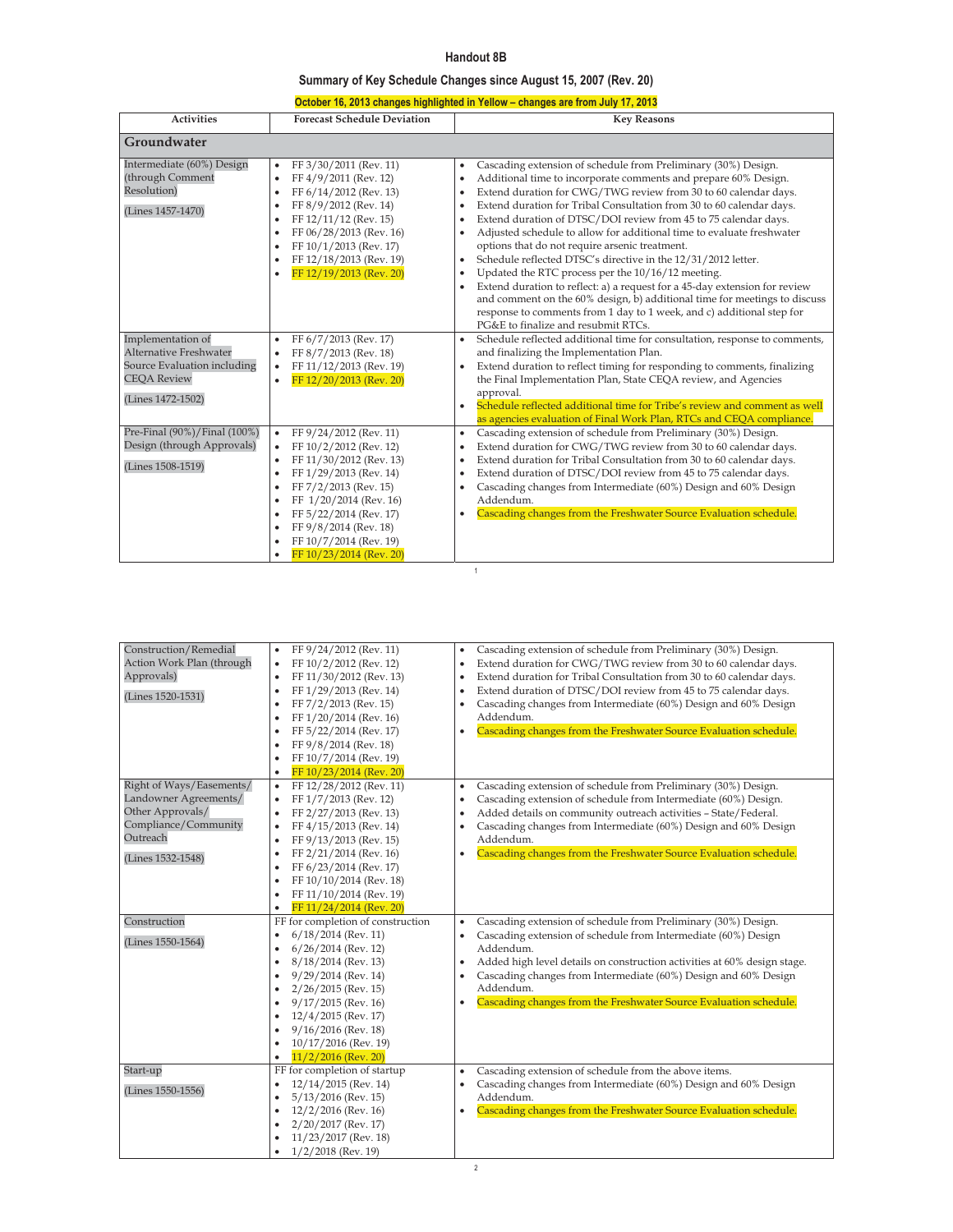# Handout 8B

## Summary of Key Schedule Changes since August 15, 2007 (Rev. 20)

**October 16, 2013 changes highlighted in Yellow – changes are from July 17, 2013**

| Activities | Forecast Schedule Deviation | Key Reasons |
|---|---|---|
| **Groundwater** | | |
| Intermediate (60%) Design (through Comment Resolution)<br><br>(Lines 1457-1470) | • FF 3/30/2011 (Rev. 11)<br>• FF 4/9/2011 (Rev. 12)<br>• FF 6/14/2012 (Rev. 13)<br>• FF 8/9/2012 (Rev. 14)<br>• FF 12/11/12 (Rev. 15)<br>• FF 06/28/2013 (Rev. 16)<br>• FF 10/1/2013 (Rev. 17)<br>• FF 12/18/2013 (Rev. 19)<br>• FF 12/19/2013 (Rev. 20) | • Cascading extension of schedule from Preliminary (30%) Design.<br>• Additional time to incorporate comments and prepare 60% Design.<br>• Extend duration for CWG/TWG review from 30 to 60 calendar days.<br>• Extend duration for Tribal Consultation from 30 to 60 calendar days.<br>• Extend duration of DTSC/DOI review from 45 to 75 calendar days.<br>• Adjusted schedule to allow for additional time to evaluate freshwater options that do not require arsenic treatment.<br>• Schedule reflected DTSC's directive in the 12/31/2012 letter.<br>• Updated the RTC process per the 10/16/12 meeting.<br>• Extend duration to reflect: a) a request for a 45-day extension for review and comment on the 60% design, b) additional time for meetings to discuss response to comments from 1 day to 1 week, and c) additional step for PG&E to finalize and resubmit RTCs. |
| Implementation of Alternative Freshwater Source Evaluation including CEQA Review<br><br>(Lines 1472-1502) | • FF 6/7/2013 (Rev. 17)<br>• FF 8/7/2013 (Rev. 18)<br>• FF 11/12/2013 (Rev. 19)<br>• FF 12/20/2013 (Rev. 20) | • Schedule reflected additional time for consultation, response to comments, and finalizing the Implementation Plan.<br>• Extend duration to reflect timing for responding to comments, finalizing the Final Implementation Plan, State CEQA review, and Agencies approval.<br>• Schedule reflected additional time for Tribe's review and comment as well as agencies evaluation of Final Work Plan, RTCs and CEQA compliance. |
| Pre-Final (90%)/Final (100%) Design (through Approvals)<br><br>(Lines 1508-1519) | • FF 9/24/2012 (Rev. 11)<br>• FF 10/2/2012 (Rev. 12)<br>• FF 11/30/2012 (Rev. 13)<br>• FF 1/29/2013 (Rev. 14)<br>• FF 7/2/2013 (Rev. 15)<br>• FF 1/20/2014 (Rev. 16)<br>• FF 5/22/2014 (Rev. 17)<br>• FF 9/8/2014 (Rev. 18)<br>• FF 10/7/2014 (Rev. 19)<br>• FF 10/23/2014 (Rev. 20) | • Cascading extension of schedule from Preliminary (30%) Design.<br>• Extend duration for CWG/TWG review from 30 to 60 calendar days.<br>• Extend duration for Tribal Consultation from 30 to 60 calendar days.<br>• Extend duration of DTSC/DOI review from 45 to 75 calendar days.<br>• Cascading changes from Intermediate (60%) Design and 60% Design Addendum.<br>• Cascading changes from the Freshwater Source Evaluation schedule. |
| Construction/Remedial Action Work Plan (through Approvals)<br><br>(Lines 1520-1531) | • FF 9/24/2012 (Rev. 11)<br>• FF 10/2/2012 (Rev. 12)<br>• FF 11/30/2012 (Rev. 13)<br>• FF 1/29/2013 (Rev. 14)<br>• FF 7/2/2013 (Rev. 15)<br>• FF 1/20/2014 (Rev. 16)<br>• FF 5/22/2014 (Rev. 17)<br>• FF 9/8/2014 (Rev. 18)<br>• FF 10/7/2014 (Rev. 19)<br>• FF 10/23/2014 (Rev. 20) | • Cascading extension of schedule from Preliminary (30%) Design.<br>• Extend duration for CWG/TWG review from 30 to 60 calendar days.<br>• Extend duration for Tribal Consultation from 30 to 60 calendar days.<br>• Extend duration of DTSC/DOI review from 45 to 75 calendar days.<br>• Cascading changes from Intermediate (60%) Design and 60% Design Addendum.<br>• Cascading changes from the Freshwater Source Evaluation schedule. |
| Right of Ways/Easements/ Landowner Agreements/ Other Approvals/ Compliance/Community Outreach<br><br>(Lines 1532-1548) | • FF 12/28/2012 (Rev. 11)<br>• FF 1/7/2013 (Rev. 12)<br>• FF 2/27/2013 (Rev. 13)<br>• FF 4/15/2013 (Rev. 14)<br>• FF 9/13/2013 (Rev. 15)<br>• FF 2/21/2014 (Rev. 16)<br>• FF 6/23/2014 (Rev. 17)<br>• FF 10/10/2014 (Rev. 18)<br>• FF 11/10/2014 (Rev. 19)<br>• FF 11/24/2014 (Rev. 20) | • Cascading extension of schedule from Preliminary (30%) Design.<br>• Cascading extension of schedule from Intermediate (60%) Design.<br>• Added details on community outreach activities – State/Federal.<br>• Cascading changes from Intermediate (60%) Design and 60% Design Addendum.<br>• Cascading changes from the Freshwater Source Evaluation schedule. |
| Construction<br><br>(Lines 1550-1564) | FF for completion of construction<br>• 6/18/2014 (Rev. 11)<br>• 6/26/2014 (Rev. 12)<br>• 8/18/2014 (Rev. 13)<br>• 9/29/2014 (Rev. 14)<br>• 2/26/2015 (Rev. 15)<br>• 9/17/2015 (Rev. 16)<br>• 12/4/2015 (Rev. 17)<br>• 9/16/2016 (Rev. 18)<br>• 10/17/2016 (Rev. 19)<br>• 11/2/2016 (Rev. 20) | • Cascading extension of schedule from Preliminary (30%) Design.<br>• Cascading extension of schedule from Intermediate (60%) Design Addendum.<br>• Added high level details on construction activities at 60% design stage.<br>• Cascading changes from Intermediate (60%) Design and 60% Design Addendum.<br>• Cascading changes from the Freshwater Source Evaluation schedule. |
| Start-up<br><br>(Lines 1550-1556) | FF for completion of startup<br>• 12/14/2015 (Rev. 14)<br>• 5/13/2016 (Rev. 15)<br>• 12/2/2016 (Rev. 16)<br>• 2/20/2017 (Rev. 17)<br>• 11/23/2017 (Rev. 18)<br>• 1/2/2018 (Rev. 19) | • Cascading extension of schedule from the above items.<br>• Cascading changes from Intermediate (60%) Design and 60% Design Addendum.<br>• Cascading changes from the Freshwater Source Evaluation schedule. |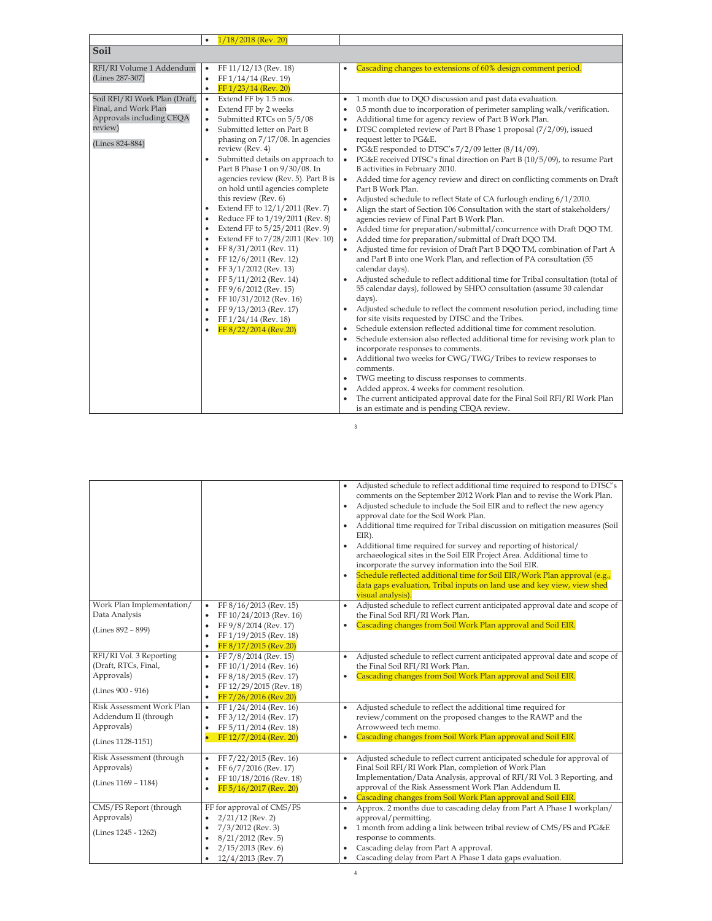| | • 1/18/2018 (Rev. 20) | |
|---|---|---|
| **Soil** | | |
| RFI/RI Volume 1 Addendum (Lines 287-307) | • FF 11/12/13 (Rev. 18)<br>• FF 1/14/14 (Rev. 19)<br>• FF 1/23/14 (Rev. 20) | • Cascading changes to extensions of 60% design comment period. |
| Soil RFI/RI Work Plan (Draft, Final, and Work Plan Approvals including CEQA review)<br><br>(Lines 824-884) | • Extend FF by 1.5 mos.<br>• Extend FF by 2 weeks<br>• Submitted RTCs on 5/5/08<br>• Submitted letter on Part B phasing on 7/17/08. In agencies review (Rev. 4)<br>• Submitted details on approach to Part B Phase 1 on 9/30/08. In agencies review (Rev. 5). Part B is on hold until agencies complete this review (Rev. 6)<br>• Extend FF to 12/1/2011 (Rev. 7)<br>• Reduce FF to 1/19/2011 (Rev. 8)<br>• Extend FF to 5/25/2011 (Rev. 9)<br>• Extend FF to 7/28/2011 (Rev. 10)<br>• FF 8/31/2011 (Rev. 11)<br>• FF 12/6/2011 (Rev. 12)<br>• FF 3/1/2012 (Rev. 13)<br>• FF 5/11/2012 (Rev. 14)<br>• FF 9/6/2012 (Rev. 15)<br>• FF 10/31/2012 (Rev. 16)<br>• FF 9/13/2013 (Rev. 17)<br>• FF 1/24/14 (Rev. 18)<br>• FF 8/22/2014 (Rev.20) | • 1 month due to DQO discussion and past data evaluation.<br>• 0.5 month due to incorporation of perimeter sampling walk/verification.<br>• Additional time for agency review of Part B Work Plan.<br>• DTSC completed review of Part B Phase 1 proposal (7/2/09), issued request letter to PG&E.<br>• PG&E responded to DTSC's 7/2/09 letter (8/14/09).<br>• PG&E received DTSC's final direction on Part B (10/5/09), to resume Part B activities in February 2010.<br>• Added time for agency review and direct on conflicting comments on Draft Part B Work Plan.<br>• Adjusted schedule to reflect State of CA furlough ending 6/1/2010.<br>• Align the start of Section 106 Consultation with the start of stakeholders/ agencies review of Final Part B Work Plan.<br>• Added time for preparation/submittal/concurrence with Draft DQO TM.<br>• Added time for preparation/submittal of Draft DQO TM.<br>• Adjusted time for revision of Draft Part B DQO TM, combination of Part A and Part B into one Work Plan, and reflection of PA consultation (55 calendar days).<br>• Adjusted schedule to reflect additional time for Tribal consultation (total of 55 calendar days), followed by SHPO consultation (assume 30 calendar days).<br>• Adjusted schedule to reflect the comment resolution period, including time for site visits requested by DTSC and the Tribes.<br>• Schedule extension reflected additional time for comment resolution.<br>• Schedule extension also reflected additional time for revising work plan to incorporate responses to comments.<br>• Additional two weeks for CWG/TWG/Tribes to review responses to comments.<br>• TWG meeting to discuss responses to comments.<br>• Added approx. 4 weeks for comment resolution.<br>• The current anticipated approval date for the Final Soil RFI/RI Work Plan is an estimate and is pending CEQA review.<br>• Adjusted schedule to reflect additional time required to respond to DTSC's comments on the September 2012 Work Plan and to revise the Work Plan.<br>• Adjusted schedule to include the Soil EIR and to reflect the new agency approval date for the Soil Work Plan.<br>• Additional time required for Tribal discussion on mitigation measures (Soil EIR).<br>• Additional time required for survey and reporting of historical/ archaeological sites in the Soil EIR Project Area. Additional time to incorporate the survey information into the Soil EIR.<br>• Schedule reflected additional time for Soil EIR/Work Plan approval (e.g., data gaps evaluation, Tribal inputs on land use and key view, view shed visual analysis). |
| Work Plan Implementation/ Data Analysis<br><br>(Lines 892 – 899) | • FF 8/16/2013 (Rev. 15)<br>• FF 10/24/2013 (Rev. 16)<br>• FF 9/8/2014 (Rev. 17)<br>• FF 1/19/2015 (Rev. 18)<br>• FF 8/17/2015 (Rev.20) | • Adjusted schedule to reflect current anticipated approval date and scope of the Final Soil RFI/RI Work Plan.<br>• Cascading changes from Soil Work Plan approval and Soil EIR. |
| RFI/RI Vol. 3 Reporting (Draft, RTCs, Final, Approvals)<br><br>(Lines 900 - 916) | • FF 7/8/2014 (Rev. 15)<br>• FF 10/1/2014 (Rev. 16)<br>• FF 8/18/2015 (Rev. 17)<br>• FF 12/29/2015 (Rev. 18)<br>• FF 7/26/2016 (Rev.20) | • Adjusted schedule to reflect current anticipated approval date and scope of the Final Soil RFI/RI Work Plan.<br>• Cascading changes from Soil Work Plan approval and Soil EIR. |
| Risk Assessment Work Plan Addendum II (through Approvals)<br><br>(Lines 1128-1151) | • FF 1/24/2014 (Rev. 16)<br>• FF 3/12/2014 (Rev. 17)<br>• FF 5/11/2014 (Rev. 18)<br>• FF 12/7/2014 (Rev. 20) | • Adjusted schedule to reflect the additional time required for review/comment on the proposed changes to the RAWP and the Arrowweed tech memo.<br>• Cascading changes from Soil Work Plan approval and Soil EIR. |
| Risk Assessment (through Approvals)<br><br>(Lines 1169 – 1184) | • FF 7/22/2015 (Rev. 16)<br>• FF 6/7/2016 (Rev. 17)<br>• FF 10/18/2016 (Rev. 18)<br>• FF 5/16/2017 (Rev. 20) | • Adjusted schedule to reflect current anticipated schedule for approval of Final Soil RFI/RI Work Plan, completion of Work Plan Implementation/Data Analysis, approval of RFI/RI Vol. 3 Reporting, and approval of the Risk Assessment Work Plan Addendum II.<br>• Cascading changes from Soil Work Plan approval and Soil EIR. |
| CMS/FS Report (through Approvals)<br><br>(Lines 1245 - 1262) | FF for approval of CMS/FS<br>• 2/21/12 (Rev. 2)<br>• 7/3/2012 (Rev. 3)<br>• 8/21/2012 (Rev. 5)<br>• 2/15/2013 (Rev. 6)<br>• 12/4/2013 (Rev. 7) | • Approx. 2 months due to cascading delay from Part A Phase 1 workplan/ approval/permitting.<br>• 1 month from adding a link between tribal review of CMS/FS and PG&E response to comments.<br>• Cascading delay from Part A approval.<br>• Cascading delay from Part A Phase 1 data gaps evaluation. |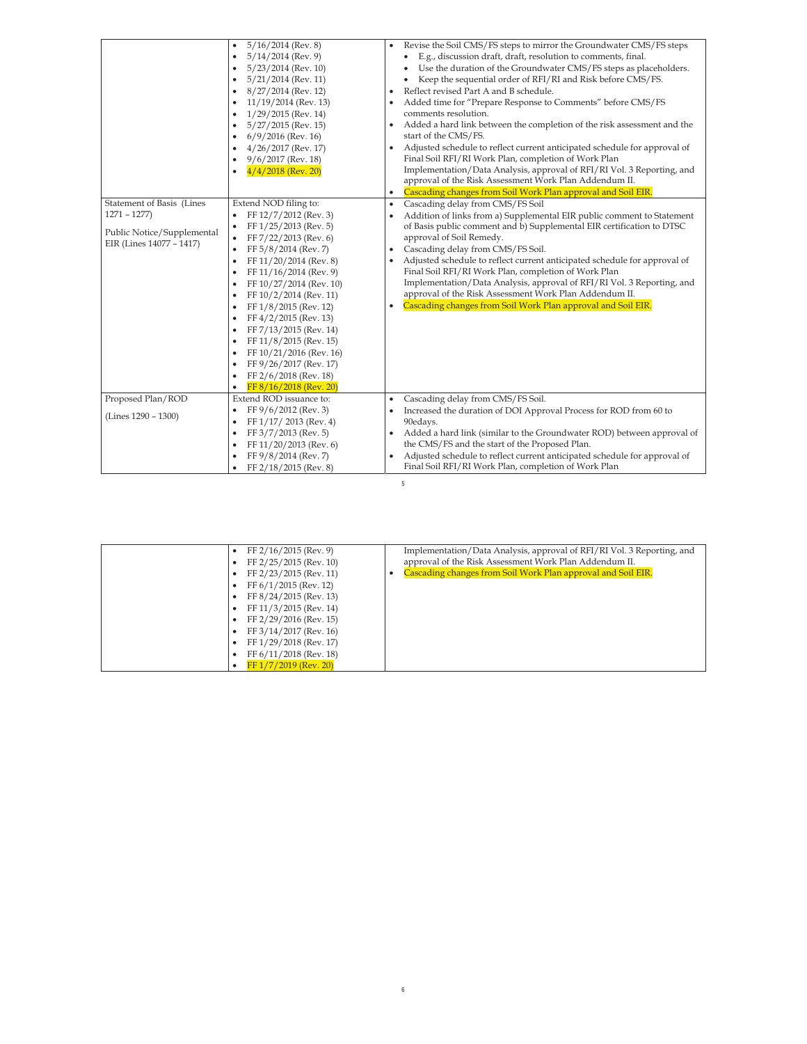| | | |
|---|---|---|
| | • 5/16/2014 (Rev. 8)<br>• 5/14/2014 (Rev. 9)<br>• 5/23/2014 (Rev. 10)<br>• 5/21/2014 (Rev. 11)<br>• 8/27/2014 (Rev. 12)<br>• 11/19/2014 (Rev. 13)<br>• 1/29/2015 (Rev. 14)<br>• 5/27/2015 (Rev. 15)<br>• 6/9/2016 (Rev. 16)<br>• 4/26/2017 (Rev. 17)<br>• 9/6/2017 (Rev. 18)<br>• 4/4/2018 (Rev. 20) | • Revise the Soil CMS/FS steps to mirror the Groundwater CMS/FS steps<br>  • E.g., discussion draft, draft, resolution to comments, final.<br>  • Use the duration of the Groundwater CMS/FS steps as placeholders.<br>  • Keep the sequential order of RFI/RI and Risk before CMS/FS.<br>• Reflect revised Part A and B schedule.<br>• Added time for "Prepare Response to Comments" before CMS/FS comments resolution.<br>• Added a hard link between the completion of the risk assessment and the start of the CMS/FS.<br>• Adjusted schedule to reflect current anticipated schedule for approval of Final Soil RFI/RI Work Plan, completion of Work Plan Implementation/Data Analysis, approval of RFI/RI Vol. 3 Reporting, and approval of the Risk Assessment Work Plan Addendum II.<br>• Cascading changes from Soil Work Plan approval and Soil EIR. |
| Statement of Basis (Lines 1271 – 1277)<br><br>Public Notice/Supplemental EIR (Lines 14077 – 1417) | Extend NOD filing to:<br>• FF 12/7/2012 (Rev. 3)<br>• FF 1/25/2013 (Rev. 5)<br>• FF 7/22/2013 (Rev. 6)<br>• FF 5/8/2014 (Rev. 7)<br>• FF 11/20/2014 (Rev. 8)<br>• FF 11/16/2014 (Rev. 9)<br>• FF 10/27/2014 (Rev. 10)<br>• FF 10/2/2014 (Rev. 11)<br>• FF 1/8/2015 (Rev. 12)<br>• FF 4/2/2015 (Rev. 13)<br>• FF 7/13/2015 (Rev. 14)<br>• FF 11/8/2015 (Rev. 15)<br>• FF 10/21/2016 (Rev. 16)<br>• FF 9/26/2017 (Rev. 17)<br>• FF 2/6/2018 (Rev. 18)<br>• FF 8/16/2018 (Rev. 20) | • Cascading delay from CMS/FS Soil<br>• Addition of links from a) Supplemental EIR public comment to Statement of Basis public comment and b) Supplemental EIR certification to DTSC approval of Soil Remedy.<br>• Cascading delay from CMS/FS Soil.<br>• Adjusted schedule to reflect current anticipated schedule for approval of Final Soil RFI/RI Work Plan, completion of Work Plan Implementation/Data Analysis, approval of RFI/RI Vol. 3 Reporting, and approval of the Risk Assessment Work Plan Addendum II.<br>• Cascading changes from Soil Work Plan approval and Soil EIR. |
| Proposed Plan/ROD<br><br>(Lines 1290 – 1300) | Extend ROD issuance to:<br>• FF 9/6/2012 (Rev. 3)<br>• FF 1/17/ 2013 (Rev. 4)<br>• FF 3/7/2013 (Rev. 5)<br>• FF 11/20/2013 (Rev. 6)<br>• FF 9/8/2014 (Rev. 7)<br>• FF 2/18/2015 (Rev. 8)<br>• FF 2/16/2015 (Rev. 9)<br>• FF 2/25/2015 (Rev. 10)<br>• FF 2/23/2015 (Rev. 11)<br>• FF 6/1/2015 (Rev. 12)<br>• FF 8/24/2015 (Rev. 13)<br>• FF 11/3/2015 (Rev. 14)<br>• FF 2/29/2016 (Rev. 15)<br>• FF 3/14/2017 (Rev. 16)<br>• FF 1/29/2018 (Rev. 17)<br>• FF 6/11/2018 (Rev. 18)<br>• FF 1/7/2019 (Rev. 20) | • Cascading delay from CMS/FS Soil.<br>• Increased the duration of DOI Approval Process for ROD from 60 to 90edays.<br>• Added a hard link (similar to the Groundwater ROD) between approval of the CMS/FS and the start of the Proposed Plan.<br>• Adjusted schedule to reflect current anticipated schedule for approval of Final Soil RFI/RI Work Plan, completion of Work Plan Implementation/Data Analysis, approval of RFI/RI Vol. 3 Reporting, and approval of the Risk Assessment Work Plan Addendum II.<br>• Cascading changes from Soil Work Plan approval and Soil EIR. |